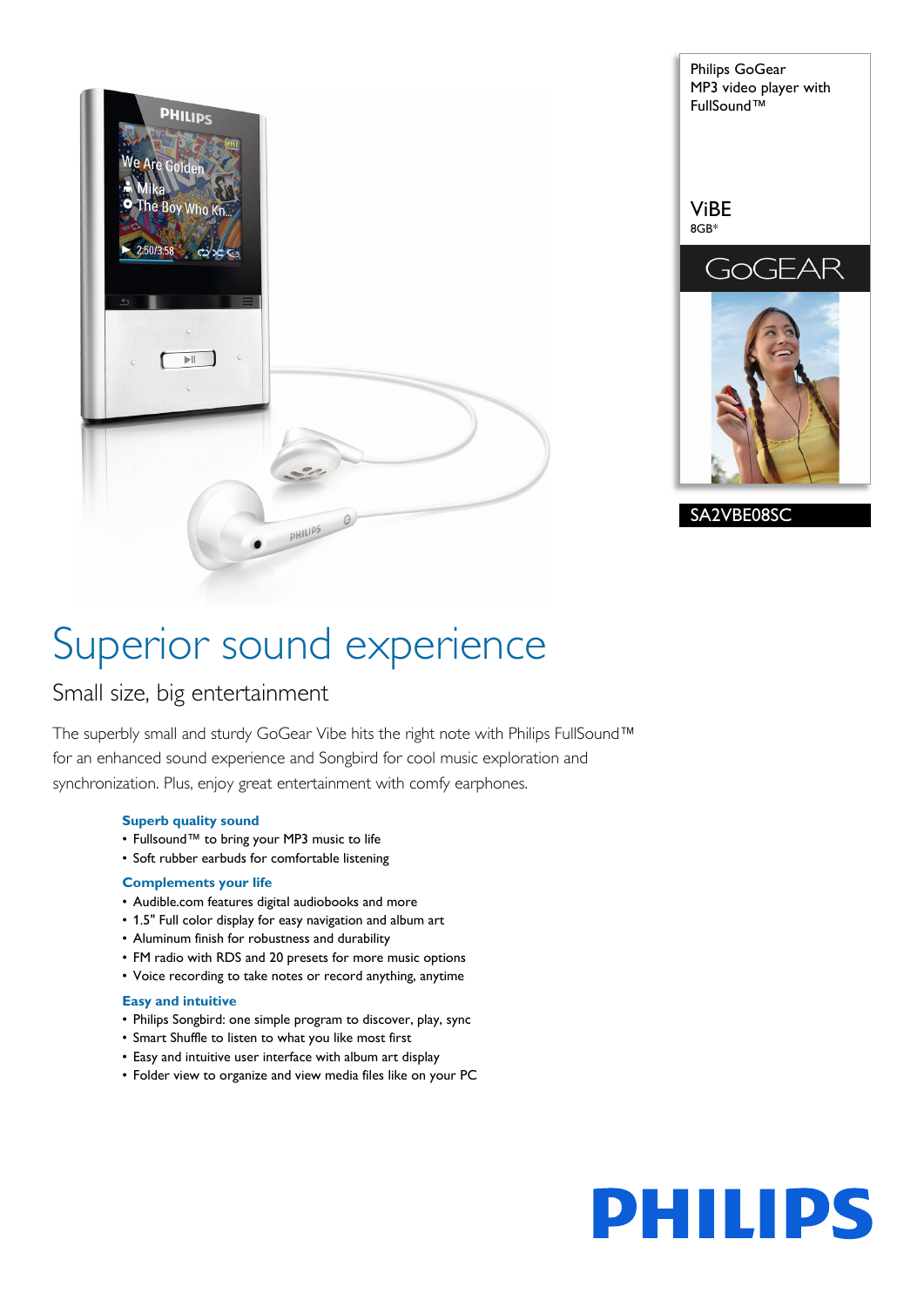Philips GoGear
MP3 video player with FullSound™

ViBE
8GB*

GoGEAR

SA2VBE08SC

# Superior sound experience

## Small size, big entertainment

The superbly small and sturdy GoGear Vibe hits the right note with Philips FullSound™ for an enhanced sound experience and Songbird for cool music exploration and synchronization. Plus, enjoy great entertainment with comfy earphones.

### Superb quality sound

- Fullsound™ to bring your MP3 music to life
- Soft rubber earbuds for comfortable listening

### Complements your life

- Audible.com features digital audiobooks and more
- 1.5" Full color display for easy navigation and album art
- Aluminum finish for robustness and durability
- FM radio with RDS and 20 presets for more music options
- Voice recording to take notes or record anything, anytime

### Easy and intuitive

- Philips Songbird: one simple program to discover, play, sync
- Smart Shuffle to listen to what you like most first
- Easy and intuitive user interface with album art display
- Folder view to organize and view media files like on your PC

PHILIPS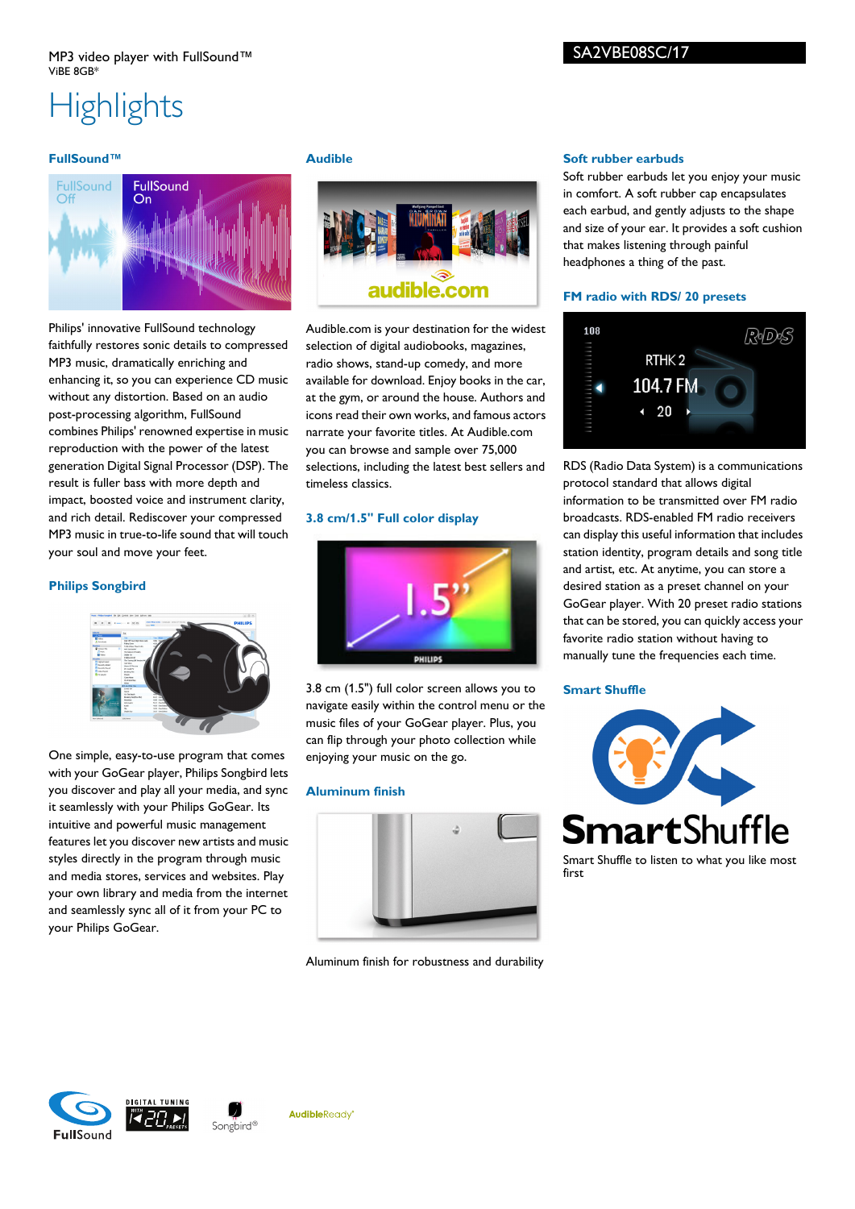MP3 video player with FullSound™
ViBE 8GB*

SA2VBE08SC/17

# Highlights

### FullSound™

Philips' innovative FullSound technology faithfully restores sonic details to compressed MP3 music, dramatically enriching and enhancing it, so you can experience CD music without any distortion. Based on an audio post-processing algorithm, FullSound combines Philips' renowned expertise in music reproduction with the power of the latest generation Digital Signal Processor (DSP). The result is fuller bass with more depth and impact, boosted voice and instrument clarity, and rich detail. Rediscover your compressed MP3 music in true-to-life sound that will touch your soul and move your feet.

### Philips Songbird

One simple, easy-to-use program that comes with your GoGear player, Philips Songbird lets you discover and play all your media, and sync it seamlessly with your Philips GoGear. Its intuitive and powerful music management features let you discover new artists and music styles directly in the program through music and media stores, services and websites. Play your own library and media from the internet and seamlessly sync all of it from your PC to your Philips GoGear.

### Audible

Audible.com is your destination for the widest selection of digital audiobooks, magazines, radio shows, stand-up comedy, and more available for download. Enjoy books in the car, at the gym, or around the house. Authors and icons read their own works, and famous actors narrate your favorite titles. At Audible.com you can browse and sample over 75,000 selections, including the latest best sellers and timeless classics.

### 3.8 cm/1.5" Full color display

3.8 cm (1.5") full color screen allows you to navigate easily within the control menu or the music files of your GoGear player. Plus, you can flip through your photo collection while enjoying your music on the go.

### Aluminum finish

Aluminum finish for robustness and durability

### Soft rubber earbuds

Soft rubber earbuds let you enjoy your music in comfort. A soft rubber cap encapsulates each earbud, and gently adjusts to the shape and size of your ear. It provides a soft cushion that makes listening through painful headphones a thing of the past.

### FM radio with RDS/ 20 presets

RDS (Radio Data System) is a communications protocol standard that allows digital information to be transmitted over FM radio broadcasts. RDS-enabled FM radio receivers can display this useful information that includes station identity, program details and song title and artist, etc. At anytime, you can store a desired station as a preset channel on your GoGear player. With 20 preset radio stations that can be stored, you can quickly access your favorite radio station without having to manually tune the frequencies each time.

### Smart Shuffle

Smart Shuffle to listen to what you like most first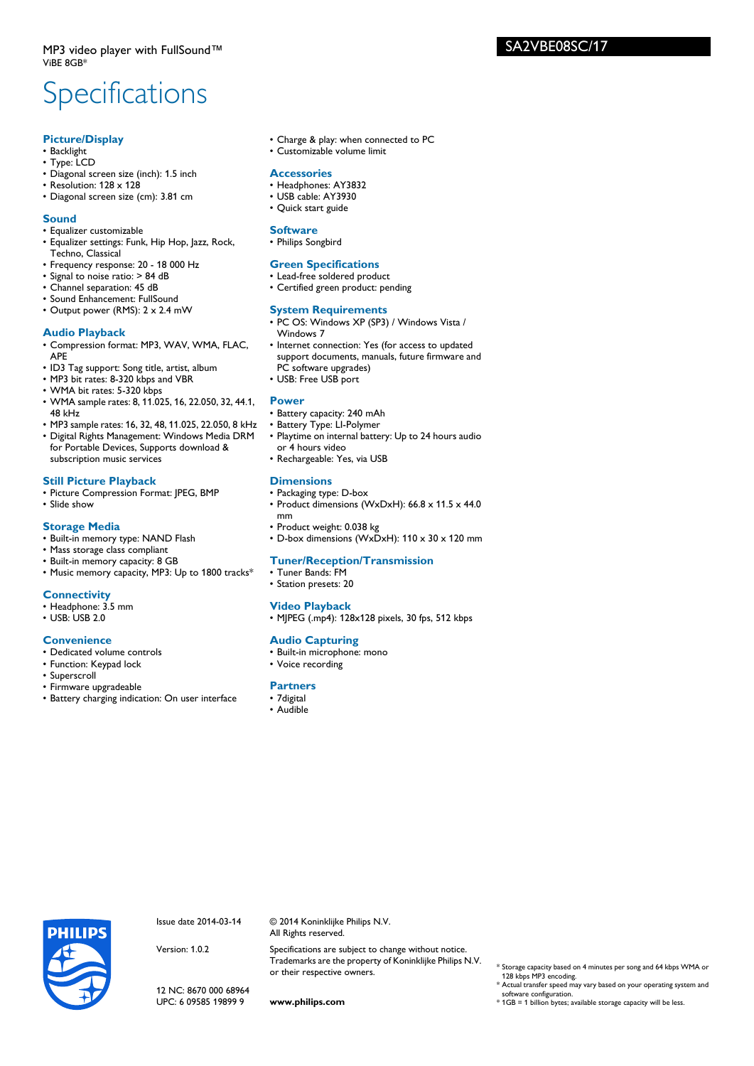MP3 video player with FullSound™
ViBE 8GB*

SA2VBE08SC/17

# Specifications

## Picture/Display

- Backlight
- Type: LCD
- Diagonal screen size (inch): 1.5 inch
- Resolution: 128 x 128
- Diagonal screen size (cm): 3.81 cm

## Sound

- Equalizer customizable
- Equalizer settings: Funk, Hip Hop, Jazz, Rock, Techno, Classical
- Frequency response: 20 - 18 000 Hz
- Signal to noise ratio: > 84 dB
- Channel separation: 45 dB
- Sound Enhancement: FullSound
- Output power (RMS): 2 x 2.4 mW

## Audio Playback

- Compression format: MP3, WAV, WMA, FLAC, APE
- ID3 Tag support: Song title, artist, album
- MP3 bit rates: 8-320 kbps and VBR
- WMA bit rates: 5-320 kbps
- WMA sample rates: 8, 11.025, 16, 22.050, 32, 44.1, 48 kHz
- MP3 sample rates: 16, 32, 48, 11.025, 22.050, 8 kHz
- Digital Rights Management: Windows Media DRM for Portable Devices, Supports download & subscription music services

## Still Picture Playback

- Picture Compression Format: JPEG, BMP
- Slide show

## Storage Media

- Built-in memory type: NAND Flash
- Mass storage class compliant
- Built-in memory capacity: 8 GB
- Music memory capacity, MP3: Up to 1800 tracks*

## Connectivity

- Headphone: 3.5 mm
- USB: USB 2.0

## Convenience

- Dedicated volume controls
- Function: Keypad lock
- Superscroll
- Firmware upgradeable
- Battery charging indication: On user interface
- Charge & play: when connected to PC
- Customizable volume limit

## Accessories

- Headphones: AY3832
- USB cable: AY3930
- Quick start guide

## Software

- Philips Songbird

## Green Specifications

- Lead-free soldered product
- Certified green product: pending

## System Requirements

- PC OS: Windows XP (SP3) / Windows Vista / Windows 7
- Internet connection: Yes (for access to updated support documents, manuals, future firmware and PC software upgrades)
- USB: Free USB port

## Power

- Battery capacity: 240 mAh
- Battery Type: LI-Polymer
- Playtime on internal battery: Up to 24 hours audio or 4 hours video
- Rechargeable: Yes, via USB

## Dimensions

- Packaging type: D-box
- Product dimensions (WxDxH): 66.8 x 11.5 x 44.0 mm
- Product weight: 0.038 kg
- D-box dimensions (WxDxH): 110 x 30 x 120 mm

## Tuner/Reception/Transmission

- Tuner Bands: FM
- Station presets: 20

## Video Playback

- MJPEG (.mp4): 128x128 pixels, 30 fps, 512 kbps

## Audio Capturing

- Built-in microphone: mono
- Voice recording

## Partners

- 7digital
- Audible

Issue date 2014-03-14

Version: 1.0.2

12 NC: 8670 000 68964
UPC: 6 09585 19899 9

© 2014 Koninklijke Philips N.V.
All Rights reserved.

Specifications are subject to change without notice. Trademarks are the property of Koninklijke Philips N.V. or their respective owners.

www.philips.com

* Storage capacity based on 4 minutes per song and 64 kbps WMA or 128 kbps MP3 encoding.
* Actual transfer speed may vary based on your operating system and software configuration.
* 1GB = 1 billion bytes; available storage capacity will be less.